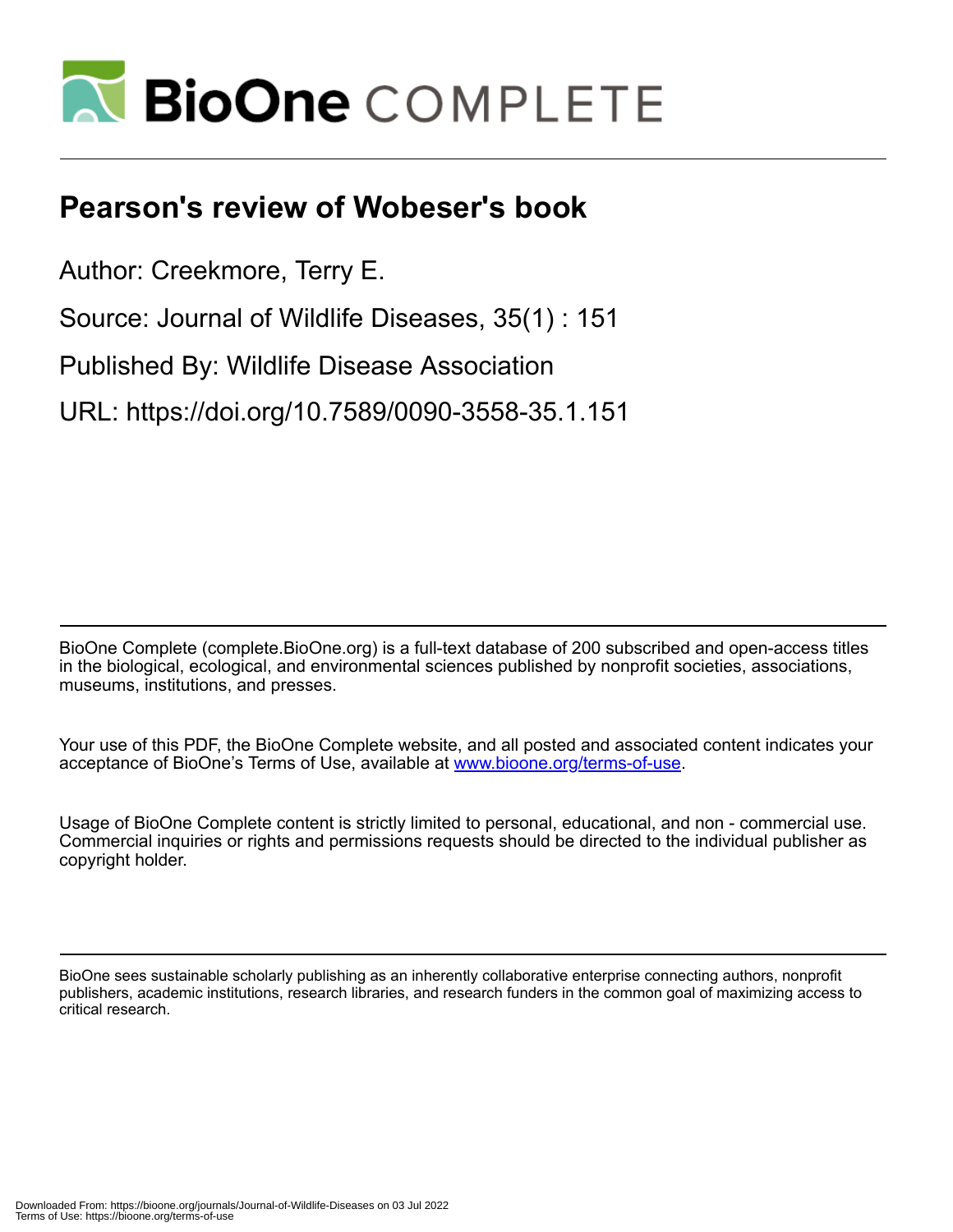# Pearson's review of Wobeser's book

Author: Creekmore, Terry E.

Source: Journal of Wildlife Diseases, 35(1) : 151

Published By: Wildlife Disease Association

URL: https://doi.org/10.7589/0090-3558-35.1.151

BioOne Complete (complete.BioOne.org) is a full-text database of 200 subscribed and open-access titles in the biological, ecological, and environmental sciences published by nonprofit societies, associations, museums, institutions, and presses.

Your use of this PDF, the BioOne Complete website, and all posted and associated content indicates your acceptance of BioOne's Terms of Use, available at www.bioone.org/terms-of-use.

Usage of BioOne Complete content is strictly limited to personal, educational, and non - commercial use. Commercial inquiries or rights and permissions requests should be directed to the individual publisher as copyright holder.

BioOne sees sustainable scholarly publishing as an inherently collaborative enterprise connecting authors, nonprofit publishers, academic institutions, research libraries, and research funders in the common goal of maximizing access to critical research.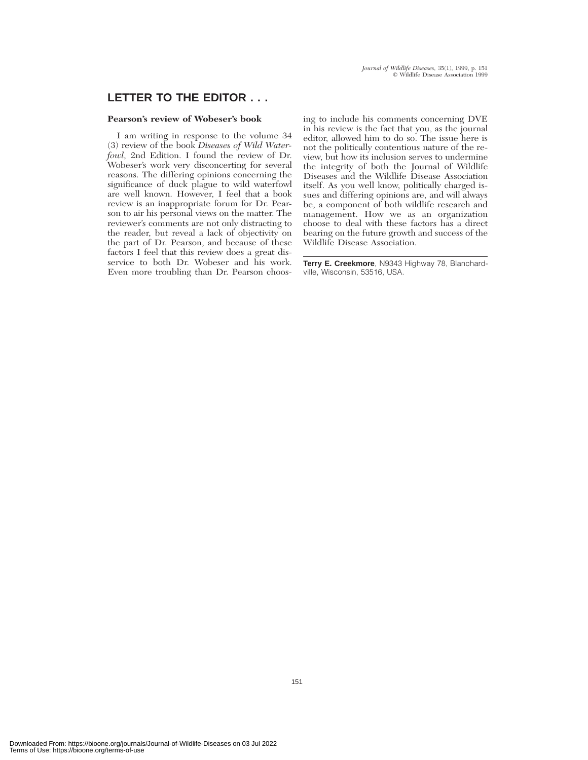# LETTER TO THE EDITOR . . .

**Pearson's review of Wobeser's book**

I am writing in response to the volume 34 (3) review of the book *Diseases of Wild Waterfowl,* 2nd Edition. I found the review of Dr. Wobeser's work very disconcerting for several reasons. The differing opinions concerning the significance of duck plague to wild waterfowl are well known. However, I feel that a book review is an inappropriate forum for Dr. Pearson to air his personal views on the matter. The reviewer's comments are not only distracting to the reader, but reveal a lack of objectivity on the part of Dr. Pearson, and because of these factors I feel that this review does a great disservice to both Dr. Wobeser and his work. Even more troubling than Dr. Pearson choosing to include his comments concerning DVE in his review is the fact that you, as the journal editor, allowed him to do so. The issue here is not the politically contentious nature of the review, but how its inclusion serves to undermine the integrity of both the Journal of Wildlife Diseases and the Wildlife Disease Association itself. As you well know, politically charged issues and differing opinions are, and will always be, a component of both wildlife research and management. How we as an organization choose to deal with these factors has a direct bearing on the future growth and success of the Wildlife Disease Association.

**Terry E. Creekmore**, N9343 Highway 78, Blanchardville, Wisconsin, 53516, USA.